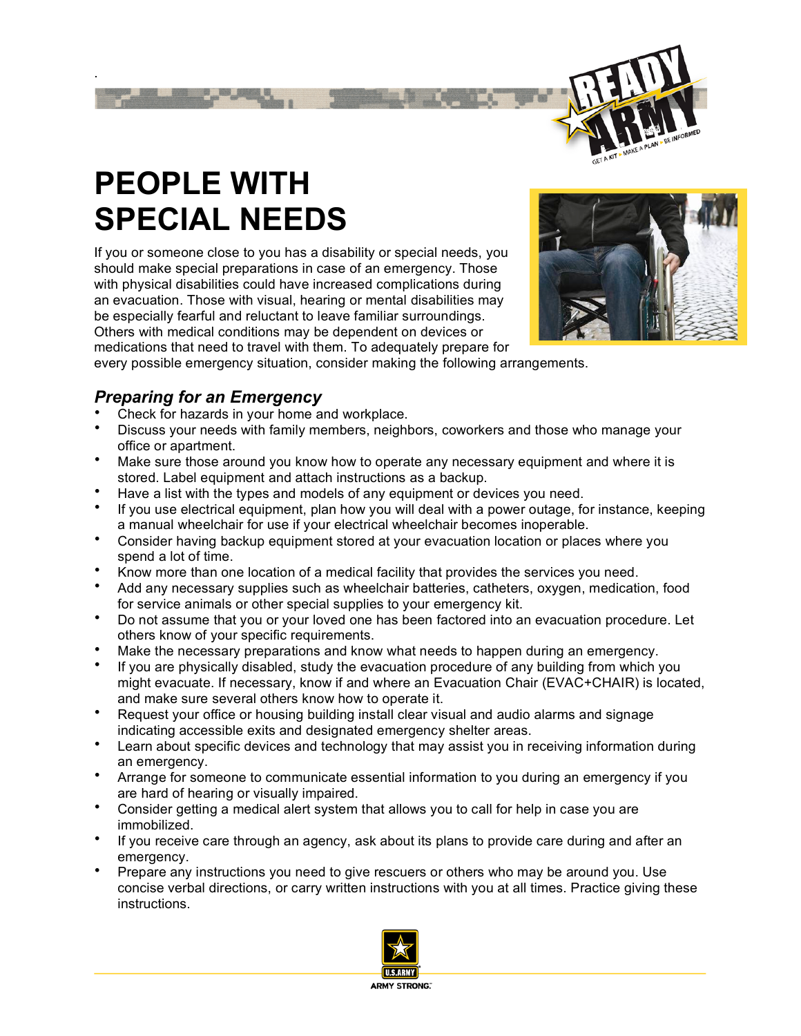# PEOPLE WITH SPECIAL NEEDS

If you or someone close to you has a disability or special needs, you should make special preparations in case of an emergency. Those with physical disabilities could have increased complications during an evacuation. Those with visual, hearing or mental disabilities may be especially fearful and reluctant to leave familiar surroundings. Others with medical conditions may be dependent on devices or medications that need to travel with them. To adequately prepare for every possible emergency situation, consider making the following arrangements.

### *Preparing for an Emergency*

- Check for hazards in your home and workplace.
- Discuss your needs with family members, neighbors, coworkers and those who manage your office or apartment.
- Make sure those around you know how to operate any necessary equipment and where it is stored. Label equipment and attach instructions as a backup.
- Have a list with the types and models of any equipment or devices you need.
- If you use electrical equipment, plan how you will deal with a power outage, for instance, keeping a manual wheelchair for use if your electrical wheelchair becomes inoperable.
- Consider having backup equipment stored at your evacuation location or places where you spend a lot of time.
- Know more than one location of a medical facility that provides the services you need.
- Add any necessary supplies such as wheelchair batteries, catheters, oxygen, medication, food for service animals or other special supplies to your emergency kit.
- Do not assume that you or your loved one has been factored into an evacuation procedure. Let others know of your specific requirements.
- Make the necessary preparations and know what needs to happen during an emergency.
- If you are physically disabled, study the evacuation procedure of any building from which you might evacuate. If necessary, know if and where an Evacuation Chair (EVAC+CHAIR) is located, and make sure several others know how to operate it.
- Request your office or housing building install clear visual and audio alarms and signage indicating accessible exits and designated emergency shelter areas.
- Learn about specific devices and technology that may assist you in receiving information during an emergency.
- Arrange for someone to communicate essential information to you during an emergency if you are hard of hearing or visually impaired.
- Consider getting a medical alert system that allows you to call for help in case you are immobilized.
- If you receive care through an agency, ask about its plans to provide care during and after an emergency.
- Prepare any instructions you need to give rescuers or others who may be around you. Use concise verbal directions, or carry written instructions with you at all times. Practice giving these instructions.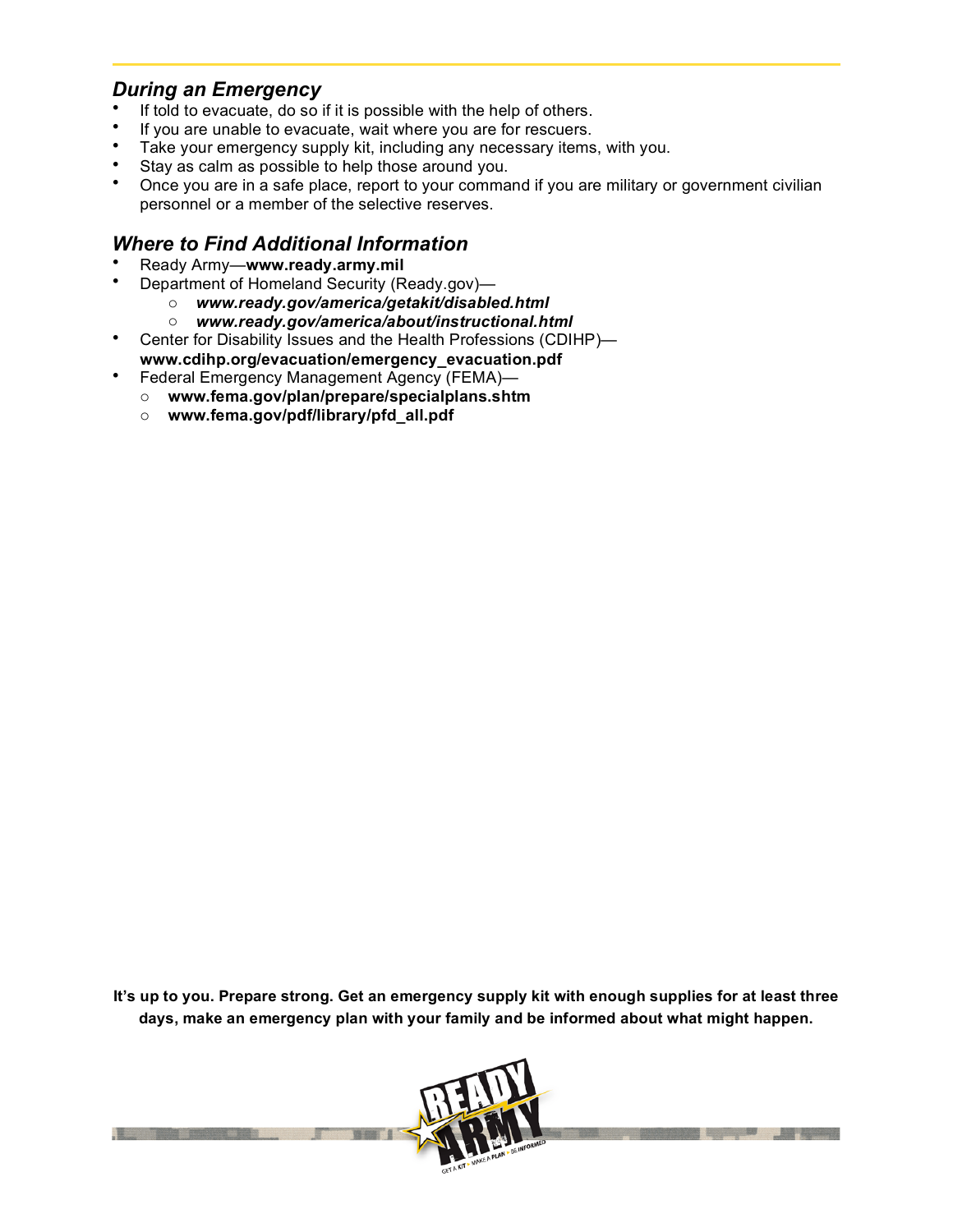## *During an Emergency*

- If told to evacuate, do so if it is possible with the help of others.
- If you are unable to evacuate, wait where you are for rescuers.
- Take your emergency supply kit, including any necessary items, with you.
- Stay as calm as possible to help those around you.
- Once you are in a safe place, report to your command if you are military or government civilian personnel or a member of the selective reserves.

## *Where to Find Additional Information*

- Ready Army—**www.ready.army.mil**
- Department of Homeland Security (Ready.gov)—
  - ***www.ready.gov/america/getakit/disabled.html***
  - ***www.ready.gov/america/about/instructional.html***
- Center for Disability Issues and the Health Professions (CDIHP)—**www.cdihp.org/evacuation/emergency_evacuation.pdf**
- Federal Emergency Management Agency (FEMA)—
  - **www.fema.gov/plan/prepare/specialplans.shtm**
  - **www.fema.gov/pdf/library/pfd_all.pdf**

**It's up to you. Prepare strong. Get an emergency supply kit with enough supplies for at least three days, make an emergency plan with your family and be informed about what might happen.**